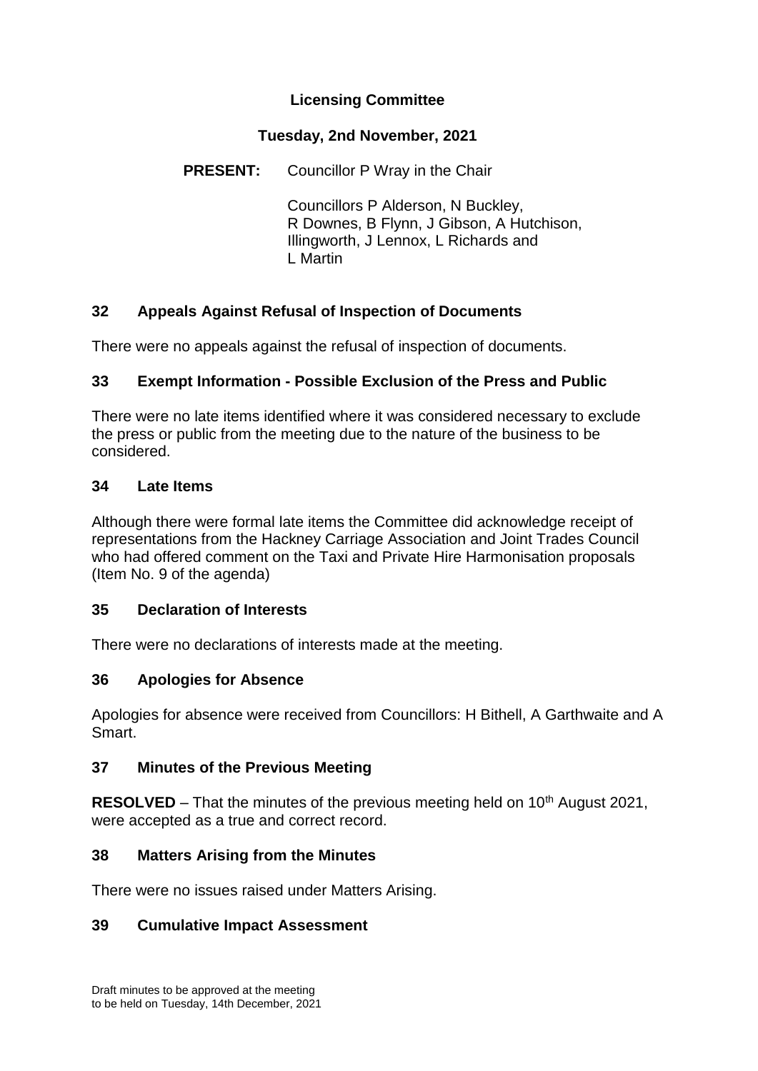# Licensing Committee

## Tuesday, 2nd November, 2021

**PRESENT:** Councillor P Wray in the Chair

Councillors P Alderson, N Buckley, R Downes, B Flynn, J Gibson, A Hutchison, Illingworth, J Lennox, L Richards and L Martin

### 32 Appeals Against Refusal of Inspection of Documents

There were no appeals against the refusal of inspection of documents.

### 33 Exempt Information - Possible Exclusion of the Press and Public

There were no late items identified where it was considered necessary to exclude the press or public from the meeting due to the nature of the business to be considered.

### 34 Late Items

Although there were formal late items the Committee did acknowledge receipt of representations from the Hackney Carriage Association and Joint Trades Council who had offered comment on the Taxi and Private Hire Harmonisation proposals (Item No. 9 of the agenda)

### 35 Declaration of Interests

There were no declarations of interests made at the meeting.

### 36 Apologies for Absence

Apologies for absence were received from Councillors: H Bithell, A Garthwaite and A Smart.

### 37 Minutes of the Previous Meeting

**RESOLVED** – That the minutes of the previous meeting held on 10th August 2021, were accepted as a true and correct record.

### 38 Matters Arising from the Minutes

There were no issues raised under Matters Arising.

### 39 Cumulative Impact Assessment

Draft minutes to be approved at the meeting to be held on Tuesday, 14th December, 2021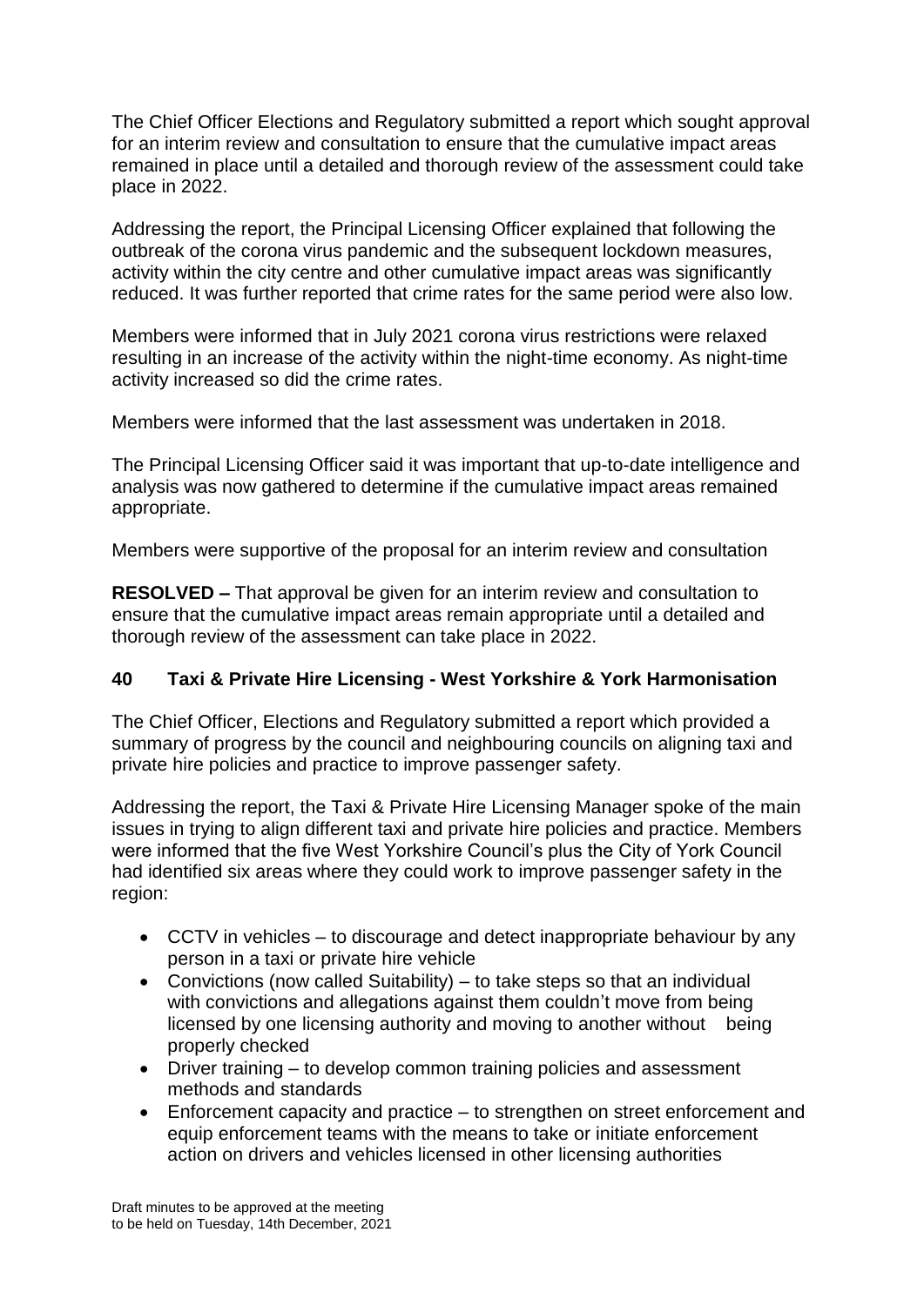The Chief Officer Elections and Regulatory submitted a report which sought approval for an interim review and consultation to ensure that the cumulative impact areas remained in place until a detailed and thorough review of the assessment could take place in 2022.

Addressing the report, the Principal Licensing Officer explained that following the outbreak of the corona virus pandemic and the subsequent lockdown measures, activity within the city centre and other cumulative impact areas was significantly reduced. It was further reported that crime rates for the same period were also low.

Members were informed that in July 2021 corona virus restrictions were relaxed resulting in an increase of the activity within the night-time economy. As night-time activity increased so did the crime rates.

Members were informed that the last assessment was undertaken in 2018.

The Principal Licensing Officer said it was important that up-to-date intelligence and analysis was now gathered to determine if the cumulative impact areas remained appropriate.

Members were supportive of the proposal for an interim review and consultation

**RESOLVED –** That approval be given for an interim review and consultation to ensure that the cumulative impact areas remain appropriate until a detailed and thorough review of the assessment can take place in 2022.

## 40 Taxi & Private Hire Licensing - West Yorkshire & York Harmonisation

The Chief Officer, Elections and Regulatory submitted a report which provided a summary of progress by the council and neighbouring councils on aligning taxi and private hire policies and practice to improve passenger safety.

Addressing the report, the Taxi & Private Hire Licensing Manager spoke of the main issues in trying to align different taxi and private hire policies and practice. Members were informed that the five West Yorkshire Council's plus the City of York Council had identified six areas where they could work to improve passenger safety in the region:

- CCTV in vehicles – to discourage and detect inappropriate behaviour by any person in a taxi or private hire vehicle
- Convictions (now called Suitability) – to take steps so that an individual with convictions and allegations against them couldn't move from being licensed by one licensing authority and moving to another without being properly checked
- Driver training – to develop common training policies and assessment methods and standards
- Enforcement capacity and practice – to strengthen on street enforcement and equip enforcement teams with the means to take or initiate enforcement action on drivers and vehicles licensed in other licensing authorities

Draft minutes to be approved at the meeting
to be held on Tuesday, 14th December, 2021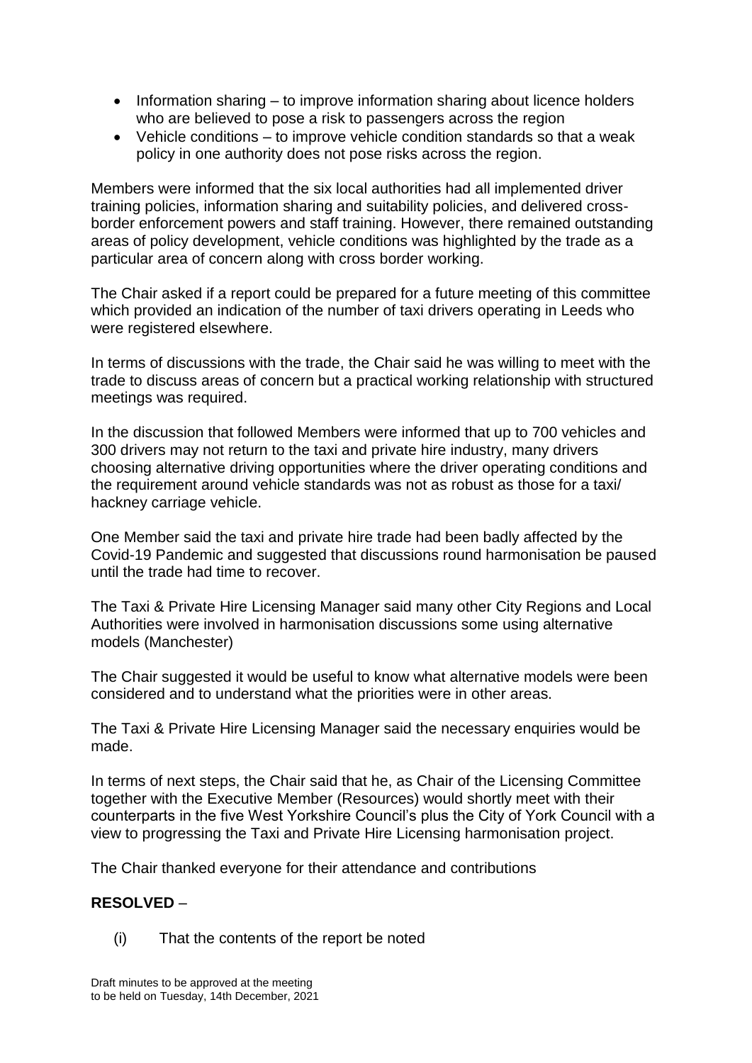- Information sharing – to improve information sharing about licence holders who are believed to pose a risk to passengers across the region
- Vehicle conditions – to improve vehicle condition standards so that a weak policy in one authority does not pose risks across the region.

Members were informed that the six local authorities had all implemented driver training policies, information sharing and suitability policies, and delivered cross-border enforcement powers and staff training. However, there remained outstanding areas of policy development, vehicle conditions was highlighted by the trade as a particular area of concern along with cross border working.

The Chair asked if a report could be prepared for a future meeting of this committee which provided an indication of the number of taxi drivers operating in Leeds who were registered elsewhere.

In terms of discussions with the trade, the Chair said he was willing to meet with the trade to discuss areas of concern but a practical working relationship with structured meetings was required.

In the discussion that followed Members were informed that up to 700 vehicles and 300 drivers may not return to the taxi and private hire industry, many drivers choosing alternative driving opportunities where the driver operating conditions and the requirement around vehicle standards was not as robust as those for a taxi/ hackney carriage vehicle.

One Member said the taxi and private hire trade had been badly affected by the Covid-19 Pandemic and suggested that discussions round harmonisation be paused until the trade had time to recover.

The Taxi & Private Hire Licensing Manager said many other City Regions and Local Authorities were involved in harmonisation discussions some using alternative models (Manchester)

The Chair suggested it would be useful to know what alternative models were been considered and to understand what the priorities were in other areas.

The Taxi & Private Hire Licensing Manager said the necessary enquiries would be made.

In terms of next steps, the Chair said that he, as Chair of the Licensing Committee together with the Executive Member (Resources) would shortly meet with their counterparts in the five West Yorkshire Council's plus the City of York Council with a view to progressing the Taxi and Private Hire Licensing harmonisation project.

The Chair thanked everyone for their attendance and contributions

**RESOLVED** –

(i) That the contents of the report be noted

Draft minutes to be approved at the meeting to be held on Tuesday, 14th December, 2021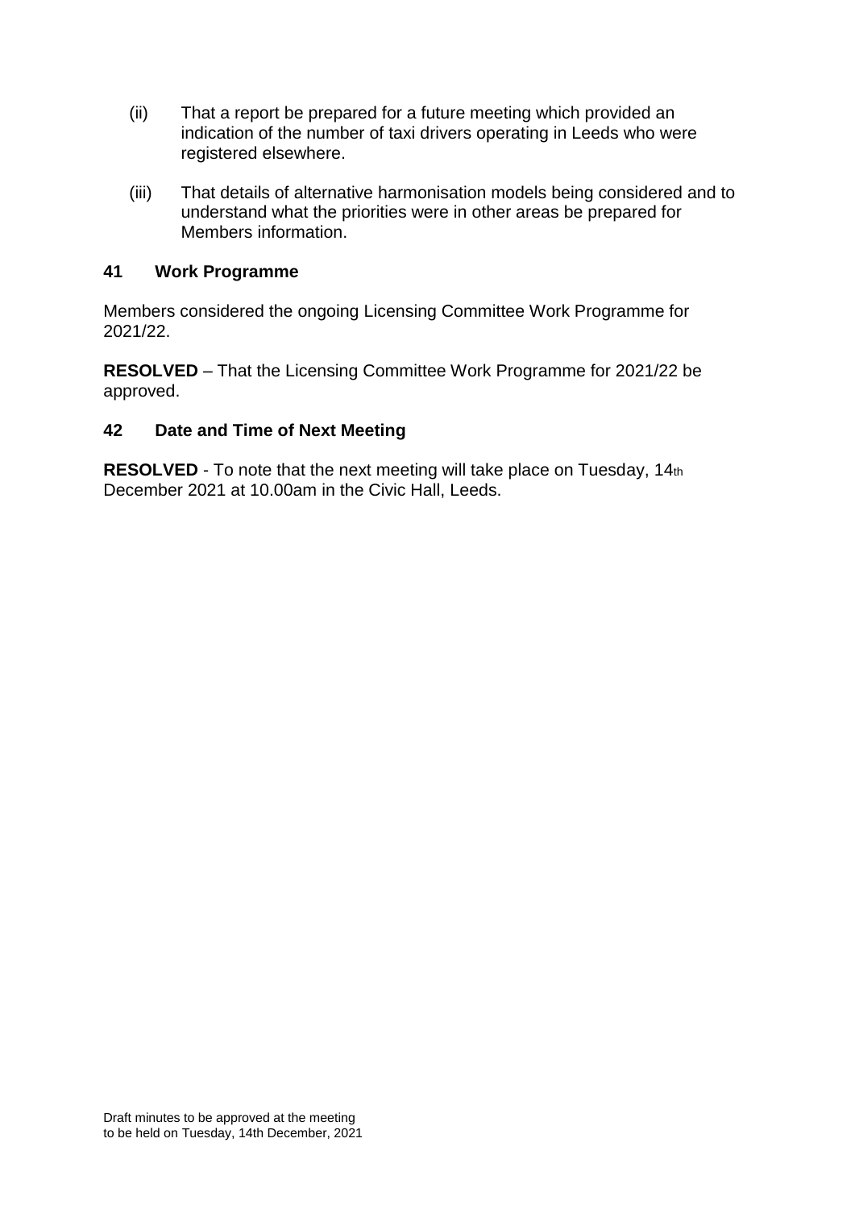(ii) That a report be prepared for a future meeting which provided an indication of the number of taxi drivers operating in Leeds who were registered elsewhere.

(iii) That details of alternative harmonisation models being considered and to understand what the priorities were in other areas be prepared for Members information.

## 41 Work Programme

Members considered the ongoing Licensing Committee Work Programme for 2021/22.

**RESOLVED** – That the Licensing Committee Work Programme for 2021/22 be approved.

## 42 Date and Time of Next Meeting

**RESOLVED** - To note that the next meeting will take place on Tuesday, 14th December 2021 at 10.00am in the Civic Hall, Leeds.

Draft minutes to be approved at the meeting to be held on Tuesday, 14th December, 2021